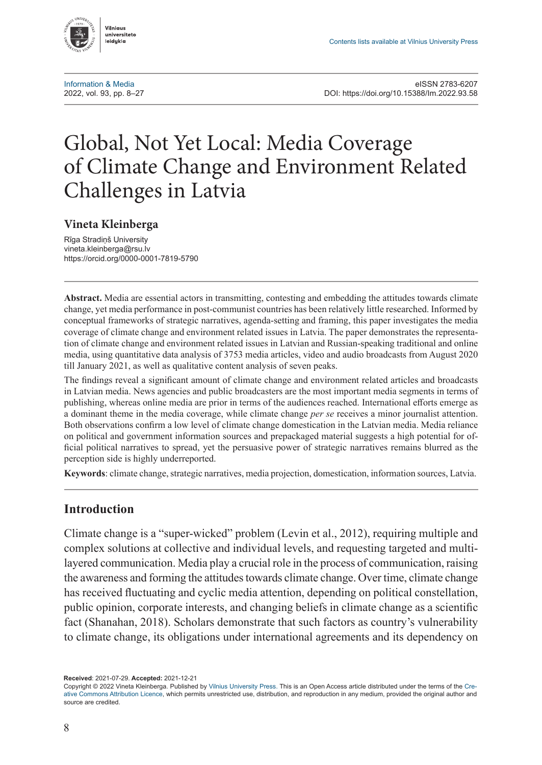Contents lists available at Vilnius University Press

Information & Media
2022, vol. 93, pp. 8–27

eISSN 2783-6207
DOI: https://doi.org/10.15388/Im.2022.93.58

# Global, Not Yet Local: Media Coverage of Climate Change and Environment Related Challenges in Latvia

**Vineta Kleinberga**

Rīga Stradiņš University
vineta.kleinberga@rsu.lv
https://orcid.org/0000-0001-7819-5790

**Abstract.** Media are essential actors in transmitting, contesting and embedding the attitudes towards climate change, yet media performance in post-communist countries has been relatively little researched. Informed by conceptual frameworks of strategic narratives, agenda-setting and framing, this paper investigates the media coverage of climate change and environment related issues in Latvia. The paper demonstrates the representation of climate change and environment related issues in Latvian and Russian-speaking traditional and online media, using quantitative data analysis of 3753 media articles, video and audio broadcasts from August 2020 till January 2021, as well as qualitative content analysis of seven peaks.

The findings reveal a significant amount of climate change and environment related articles and broadcasts in Latvian media. News agencies and public broadcasters are the most important media segments in terms of publishing, whereas online media are prior in terms of the audiences reached. International efforts emerge as a dominant theme in the media coverage, while climate change *per se* receives a minor journalist attention. Both observations confirm a low level of climate change domestication in the Latvian media. Media reliance on political and government information sources and prepackaged material suggests a high potential for official political narratives to spread, yet the persuasive power of strategic narratives remains blurred as the perception side is highly underreported.

**Keywords**: climate change, strategic narratives, media projection, domestication, information sources, Latvia.

## Introduction

Climate change is a "super-wicked" problem (Levin et al., 2012), requiring multiple and complex solutions at collective and individual levels, and requesting targeted and multilayered communication. Media play a crucial role in the process of communication, raising the awareness and forming the attitudes towards climate change. Over time, climate change has received fluctuating and cyclic media attention, depending on political constellation, public opinion, corporate interests, and changing beliefs in climate change as a scientific fact (Shanahan, 2018). Scholars demonstrate that such factors as country's vulnerability to climate change, its obligations under international agreements and its dependency on

**Received**: 2021-07-29. **Accepted:** 2021-12-21

Copyright © 2022 Vineta Kleinberga. Published by Vilnius University Press. This is an Open Access article distributed under the terms of the Creative Commons Attribution Licence, which permits unrestricted use, distribution, and reproduction in any medium, provided the original author and source are credited.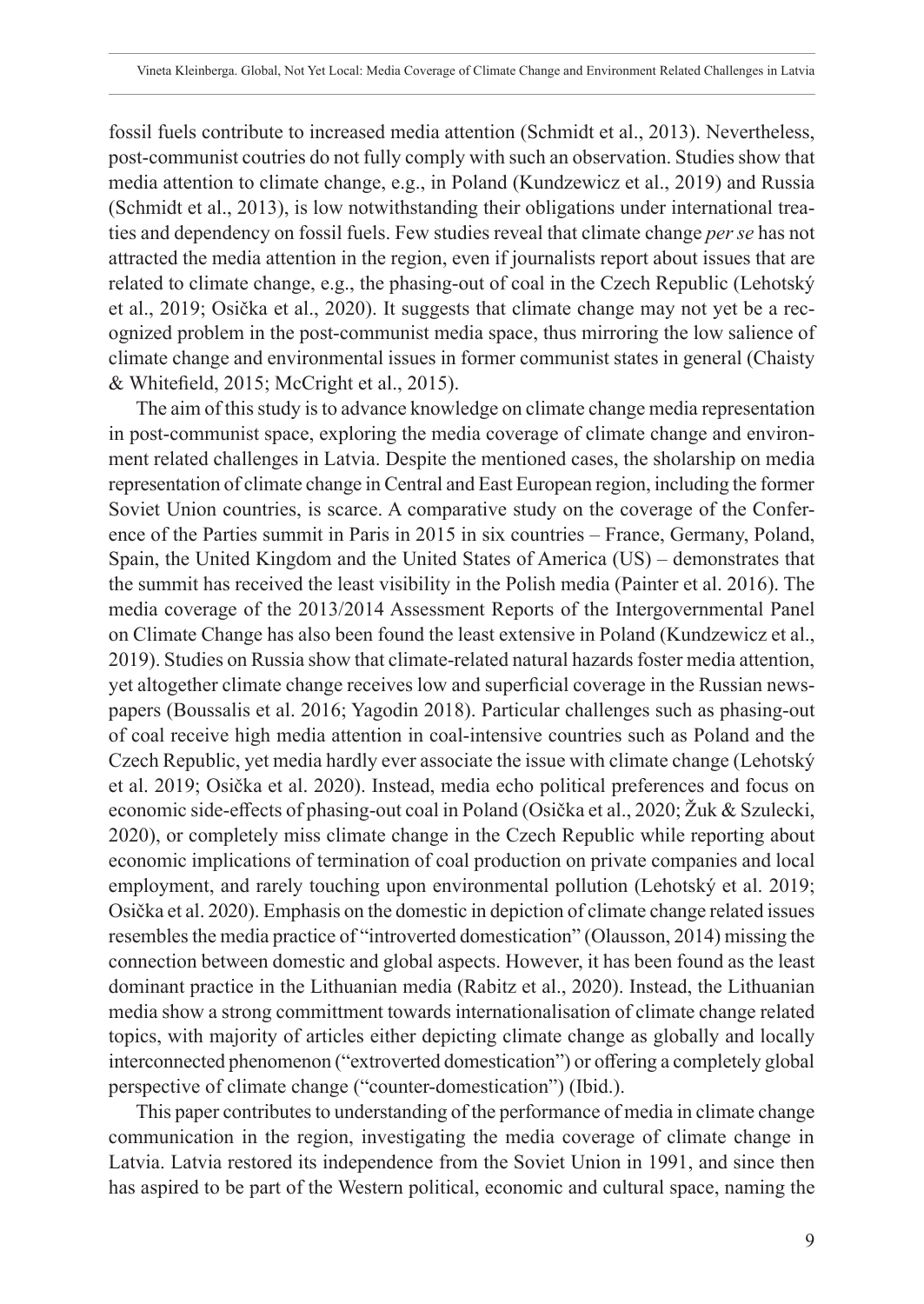fossil fuels contribute to increased media attention (Schmidt et al., 2013). Nevertheless, post-communist coutries do not fully comply with such an observation. Studies show that media attention to climate change, e.g., in Poland (Kundzewicz et al., 2019) and Russia (Schmidt et al., 2013), is low notwithstanding their obligations under international treaties and dependency on fossil fuels. Few studies reveal that climate change *per se* has not attracted the media attention in the region, even if journalists report about issues that are related to climate change, e.g., the phasing-out of coal in the Czech Republic (Lehotský et al., 2019; Osička et al., 2020). It suggests that climate change may not yet be a recognized problem in the post-communist media space, thus mirroring the low salience of climate change and environmental issues in former communist states in general (Chaisty & Whitefield, 2015; McCright et al., 2015).

The aim of this study is to advance knowledge on climate change media representation in post-communist space, exploring the media coverage of climate change and environment related challenges in Latvia. Despite the mentioned cases, the sholarship on media representation of climate change in Central and East European region, including the former Soviet Union countries, is scarce. A comparative study on the coverage of the Conference of the Parties summit in Paris in 2015 in six countries – France, Germany, Poland, Spain, the United Kingdom and the United States of America (US) – demonstrates that the summit has received the least visibility in the Polish media (Painter et al. 2016). The media coverage of the 2013/2014 Assessment Reports of the Intergovernmental Panel on Climate Change has also been found the least extensive in Poland (Kundzewicz et al., 2019). Studies on Russia show that climate-related natural hazards foster media attention, yet altogether climate change receives low and superficial coverage in the Russian newspapers (Boussalis et al. 2016; Yagodin 2018). Particular challenges such as phasing-out of coal receive high media attention in coal-intensive countries such as Poland and the Czech Republic, yet media hardly ever associate the issue with climate change (Lehotský et al. 2019; Osička et al. 2020). Instead, media echo political preferences and focus on economic side-effects of phasing-out coal in Poland (Osička et al., 2020; Žuk & Szulecki, 2020), or completely miss climate change in the Czech Republic while reporting about economic implications of termination of coal production on private companies and local employment, and rarely touching upon environmental pollution (Lehotský et al. 2019; Osička et al. 2020). Emphasis on the domestic in depiction of climate change related issues resembles the media practice of "introverted domestication" (Olausson, 2014) missing the connection between domestic and global aspects. However, it has been found as the least dominant practice in the Lithuanian media (Rabitz et al., 2020). Instead, the Lithuanian media show a strong committment towards internationalisation of climate change related topics, with majority of articles either depicting climate change as globally and locally interconnected phenomenon ("extroverted domestication") or offering a completely global perspective of climate change ("counter-domestication") (Ibid.).

This paper contributes to understanding of the performance of media in climate change communication in the region, investigating the media coverage of climate change in Latvia. Latvia restored its independence from the Soviet Union in 1991, and since then has aspired to be part of the Western political, economic and cultural space, naming the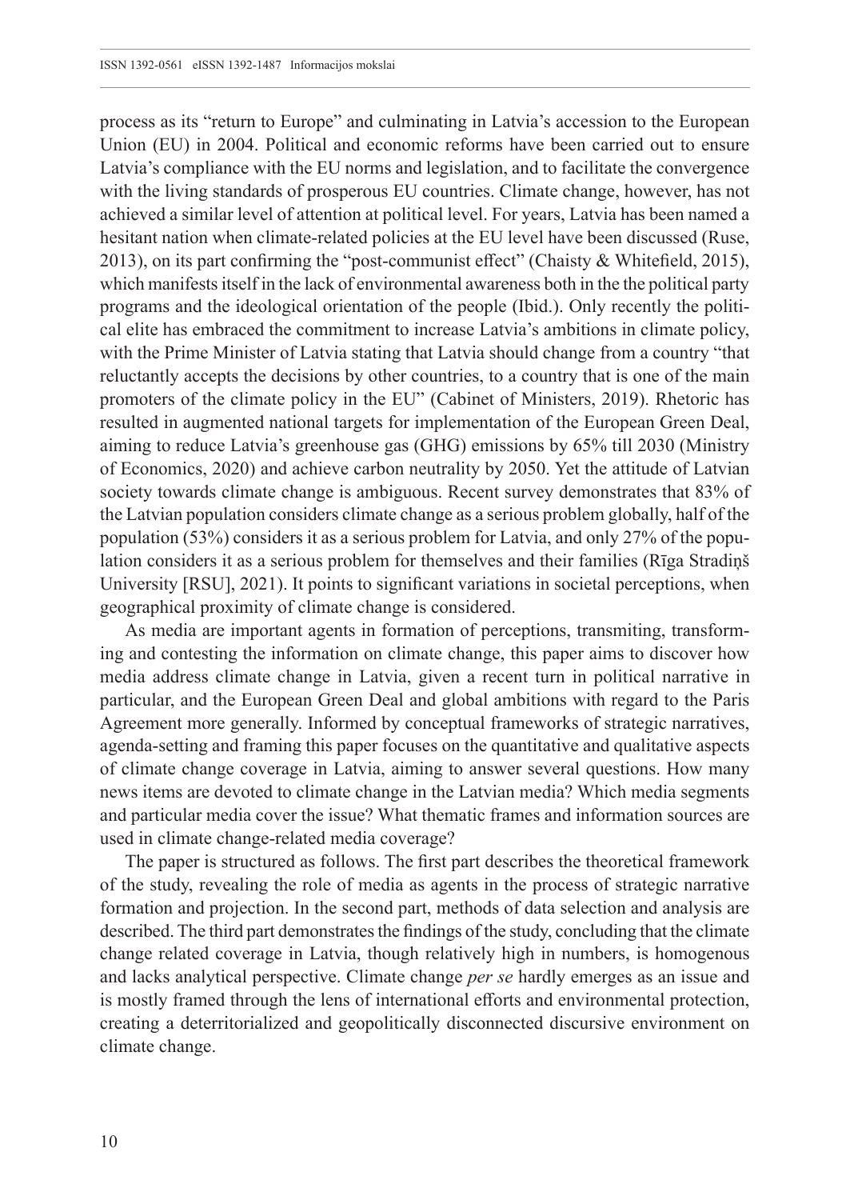process as its "return to Europe" and culminating in Latvia's accession to the European Union (EU) in 2004. Political and economic reforms have been carried out to ensure Latvia's compliance with the EU norms and legislation, and to facilitate the convergence with the living standards of prosperous EU countries. Climate change, however, has not achieved a similar level of attention at political level. For years, Latvia has been named a hesitant nation when climate-related policies at the EU level have been discussed (Ruse, 2013), on its part confirming the "post-communist effect" (Chaisty & Whitefield, 2015), which manifests itself in the lack of environmental awareness both in the the political party programs and the ideological orientation of the people (Ibid.). Only recently the political elite has embraced the commitment to increase Latvia's ambitions in climate policy, with the Prime Minister of Latvia stating that Latvia should change from a country "that reluctantly accepts the decisions by other countries, to a country that is one of the main promoters of the climate policy in the EU" (Cabinet of Ministers, 2019). Rhetoric has resulted in augmented national targets for implementation of the European Green Deal, aiming to reduce Latvia's greenhouse gas (GHG) emissions by 65% till 2030 (Ministry of Economics, 2020) and achieve carbon neutrality by 2050. Yet the attitude of Latvian society towards climate change is ambiguous. Recent survey demonstrates that 83% of the Latvian population considers climate change as a serious problem globally, half of the population (53%) considers it as a serious problem for Latvia, and only 27% of the population considers it as a serious problem for themselves and their families (Rīga Stradiņš University [RSU], 2021). It points to significant variations in societal perceptions, when geographical proximity of climate change is considered.

As media are important agents in formation of perceptions, transmiting, transforming and contesting the information on climate change, this paper aims to discover how media address climate change in Latvia, given a recent turn in political narrative in particular, and the European Green Deal and global ambitions with regard to the Paris Agreement more generally. Informed by conceptual frameworks of strategic narratives, agenda-setting and framing this paper focuses on the quantitative and qualitative aspects of climate change coverage in Latvia, aiming to answer several questions. How many news items are devoted to climate change in the Latvian media? Which media segments and particular media cover the issue? What thematic frames and information sources are used in climate change-related media coverage?

The paper is structured as follows. The first part describes the theoretical framework of the study, revealing the role of media as agents in the process of strategic narrative formation and projection. In the second part, methods of data selection and analysis are described. The third part demonstrates the findings of the study, concluding that the climate change related coverage in Latvia, though relatively high in numbers, is homogenous and lacks analytical perspective. Climate change *per se* hardly emerges as an issue and is mostly framed through the lens of international efforts and environmental protection, creating a deterritorialized and geopolitically disconnected discursive environment on climate change.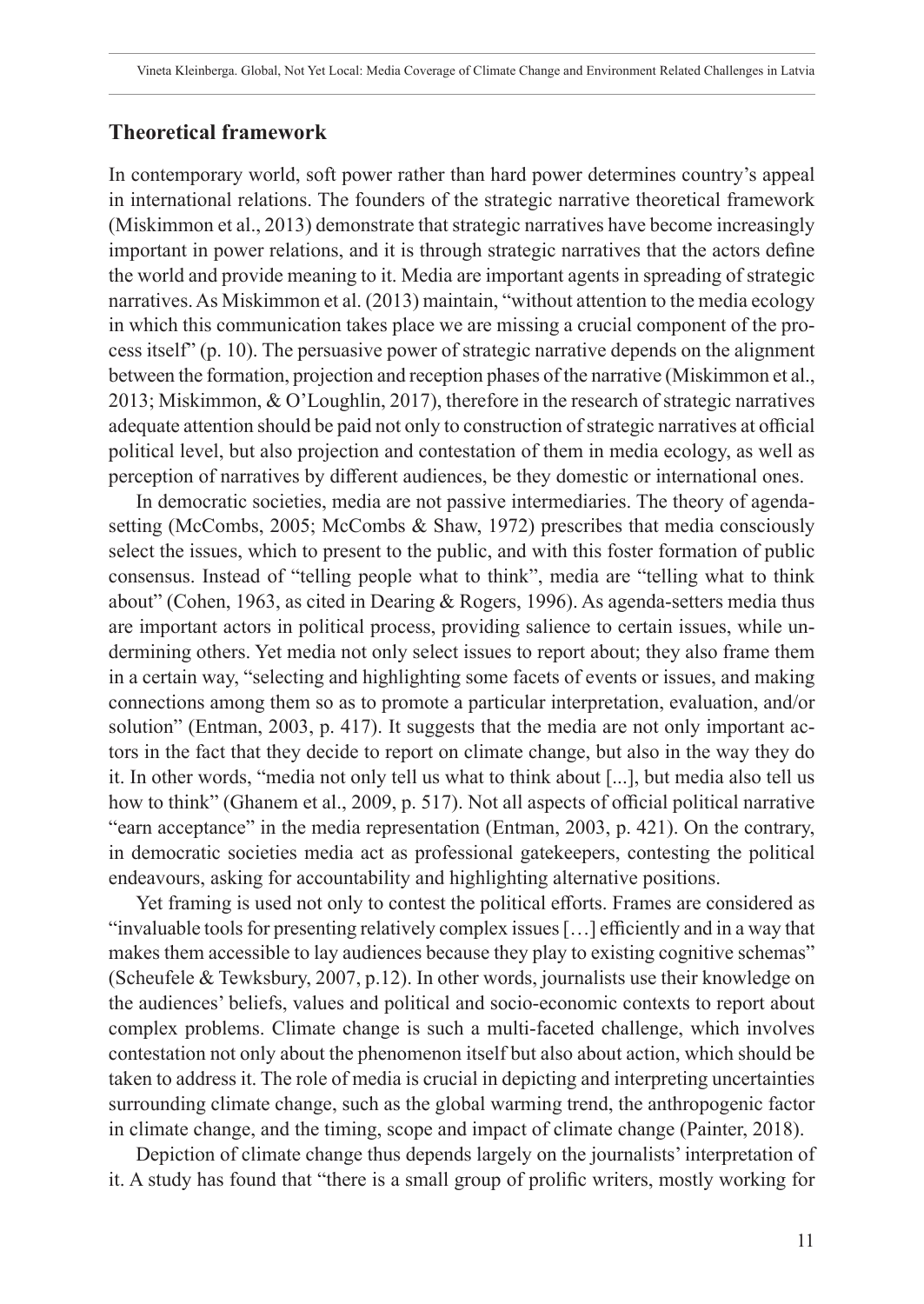## Theoretical framework

In contemporary world, soft power rather than hard power determines country's appeal in international relations. The founders of the strategic narrative theoretical framework (Miskimmon et al., 2013) demonstrate that strategic narratives have become increasingly important in power relations, and it is through strategic narratives that the actors define the world and provide meaning to it. Media are important agents in spreading of strategic narratives. As Miskimmon et al. (2013) maintain, "without attention to the media ecology in which this communication takes place we are missing a crucial component of the process itself" (p. 10). The persuasive power of strategic narrative depends on the alignment between the formation, projection and reception phases of the narrative (Miskimmon et al., 2013; Miskimmon, & O'Loughlin, 2017), therefore in the research of strategic narratives adequate attention should be paid not only to construction of strategic narratives at official political level, but also projection and contestation of them in media ecology, as well as perception of narratives by different audiences, be they domestic or international ones.

In democratic societies, media are not passive intermediaries. The theory of agenda-setting (McCombs, 2005; McCombs & Shaw, 1972) prescribes that media consciously select the issues, which to present to the public, and with this foster formation of public consensus. Instead of "telling people what to think", media are "telling what to think about" (Cohen, 1963, as cited in Dearing & Rogers, 1996). As agenda-setters media thus are important actors in political process, providing salience to certain issues, while undermining others. Yet media not only select issues to report about; they also frame them in a certain way, "selecting and highlighting some facets of events or issues, and making connections among them so as to promote a particular interpretation, evaluation, and/or solution" (Entman, 2003, p. 417). It suggests that the media are not only important actors in the fact that they decide to report on climate change, but also in the way they do it. In other words, "media not only tell us what to think about [...], but media also tell us how to think" (Ghanem et al., 2009, p. 517). Not all aspects of official political narrative "earn acceptance" in the media representation (Entman, 2003, p. 421). On the contrary, in democratic societies media act as professional gatekeepers, contesting the political endeavours, asking for accountability and highlighting alternative positions.

Yet framing is used not only to contest the political efforts. Frames are considered as "invaluable tools for presenting relatively complex issues […] efficiently and in a way that makes them accessible to lay audiences because they play to existing cognitive schemas" (Scheufele & Tewksbury, 2007, p.12). In other words, journalists use their knowledge on the audiences' beliefs, values and political and socio-economic contexts to report about complex problems. Climate change is such a multi-faceted challenge, which involves contestation not only about the phenomenon itself but also about action, which should be taken to address it. The role of media is crucial in depicting and interpreting uncertainties surrounding climate change, such as the global warming trend, the anthropogenic factor in climate change, and the timing, scope and impact of climate change (Painter, 2018).

Depiction of climate change thus depends largely on the journalists' interpretation of it. A study has found that "there is a small group of prolific writers, mostly working for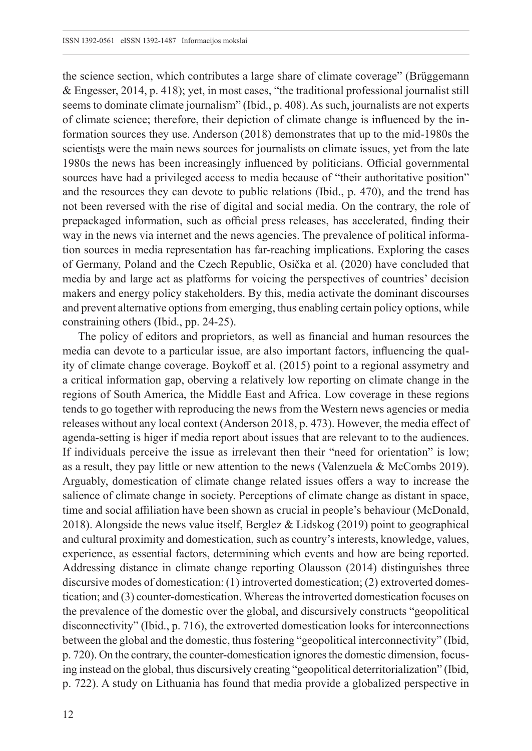the science section, which contributes a large share of climate coverage" (Brüggemann & Engesser, 2014, p. 418); yet, in most cases, "the traditional professional journalist still seems to dominate climate journalism" (Ibid., p. 408). As such, journalists are not experts of climate science; therefore, their depiction of climate change is influenced by the information sources they use. Anderson (2018) demonstrates that up to the mid-1980s the scientists were the main news sources for journalists on climate issues, yet from the late 1980s the news has been increasingly influenced by politicians. Official governmental sources have had a privileged access to media because of "their authoritative position" and the resources they can devote to public relations (Ibid., p. 470), and the trend has not been reversed with the rise of digital and social media. On the contrary, the role of prepackaged information, such as official press releases, has accelerated, finding their way in the news via internet and the news agencies. The prevalence of political information sources in media representation has far-reaching implications. Exploring the cases of Germany, Poland and the Czech Republic, Osička et al. (2020) have concluded that media by and large act as platforms for voicing the perspectives of countries' decision makers and energy policy stakeholders. By this, media activate the dominant discourses and prevent alternative options from emerging, thus enabling certain policy options, while constraining others (Ibid., pp. 24-25).

The policy of editors and proprietors, as well as financial and human resources the media can devote to a particular issue, are also important factors, influencing the quality of climate change coverage. Boykoff et al. (2015) point to a regional assymetry and a critical information gap, oberving a relatively low reporting on climate change in the regions of South America, the Middle East and Africa. Low coverage in these regions tends to go together with reproducing the news from the Western news agencies or media releases without any local context (Anderson 2018, p. 473). However, the media effect of agenda-setting is higer if media report about issues that are relevant to to the audiences. If individuals perceive the issue as irrelevant then their "need for orientation" is low; as a result, they pay little or new attention to the news (Valenzuela & McCombs 2019). Arguably, domestication of climate change related issues offers a way to increase the salience of climate change in society. Perceptions of climate change as distant in space, time and social affiliation have been shown as crucial in people's behaviour (McDonald, 2018). Alongside the news value itself, Berglez & Lidskog (2019) point to geographical and cultural proximity and domestication, such as country's interests, knowledge, values, experience, as essential factors, determining which events and how are being reported. Addressing distance in climate change reporting Olausson (2014) distinguishes three discursive modes of domestication: (1) introverted domestication; (2) extroverted domestication; and (3) counter-domestication. Whereas the introverted domestication focuses on the prevalence of the domestic over the global, and discursively constructs "geopolitical disconnectivity" (Ibid., p. 716), the extroverted domestication looks for interconnections between the global and the domestic, thus fostering "geopolitical interconnectivity" (Ibid, p. 720). On the contrary, the counter-domestication ignores the domestic dimension, focusing instead on the global, thus discursively creating "geopolitical deterritorialization" (Ibid, p. 722). A study on Lithuania has found that media provide a globalized perspective in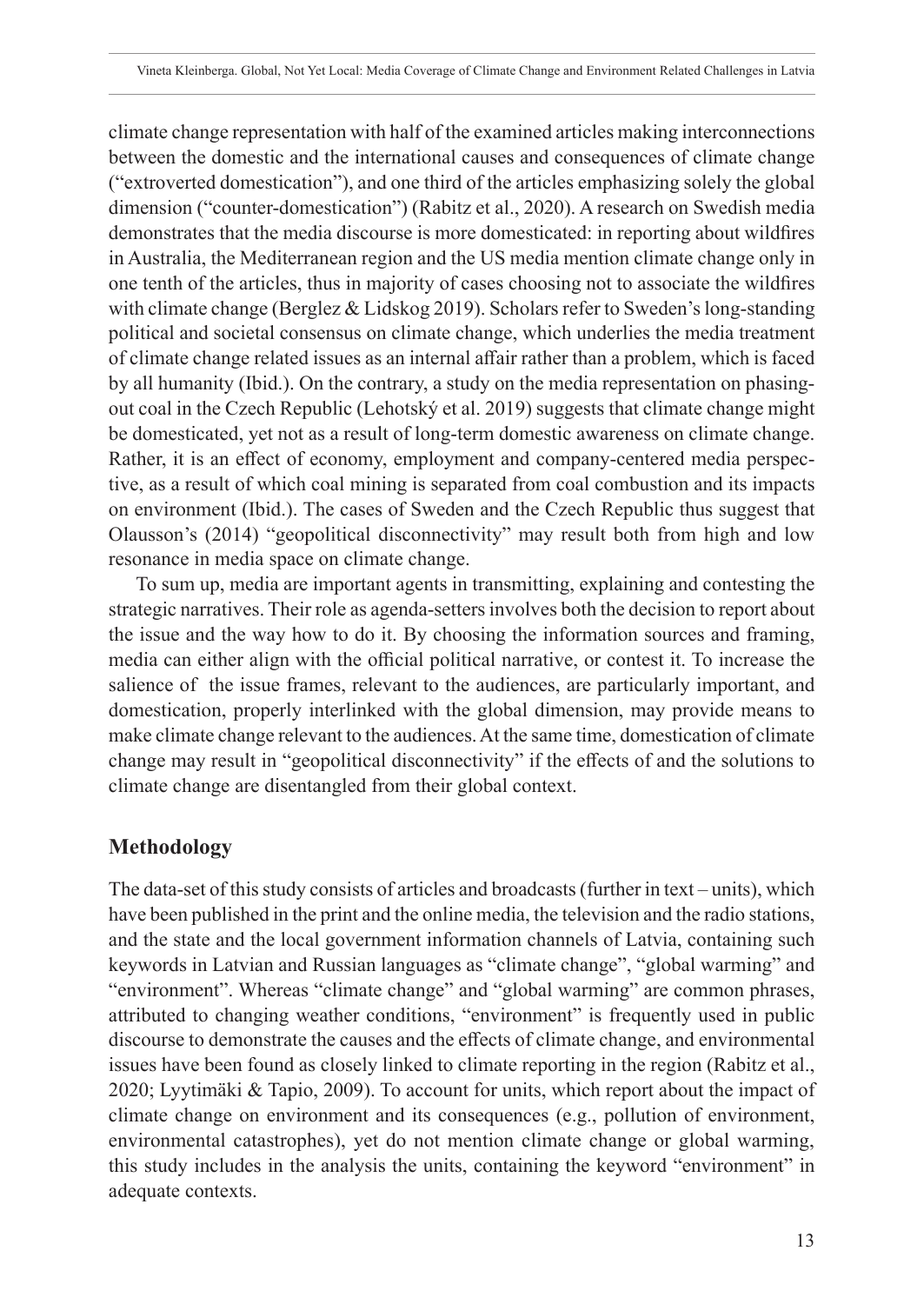climate change representation with half of the examined articles making interconnections between the domestic and the international causes and consequences of climate change ("extroverted domestication"), and one third of the articles emphasizing solely the global dimension ("counter-domestication") (Rabitz et al., 2020). A research on Swedish media demonstrates that the media discourse is more domesticated: in reporting about wildfires in Australia, the Mediterranean region and the US media mention climate change only in one tenth of the articles, thus in majority of cases choosing not to associate the wildfires with climate change (Berglez & Lidskog 2019). Scholars refer to Sweden's long-standing political and societal consensus on climate change, which underlies the media treatment of climate change related issues as an internal affair rather than a problem, which is faced by all humanity (Ibid.). On the contrary, a study on the media representation on phasing-out coal in the Czech Republic (Lehotský et al. 2019) suggests that climate change might be domesticated, yet not as a result of long-term domestic awareness on climate change. Rather, it is an effect of economy, employment and company-centered media perspective, as a result of which coal mining is separated from coal combustion and its impacts on environment (Ibid.). The cases of Sweden and the Czech Republic thus suggest that Olausson's (2014) "geopolitical disconnectivity" may result both from high and low resonance in media space on climate change.

To sum up, media are important agents in transmitting, explaining and contesting the strategic narratives. Their role as agenda-setters involves both the decision to report about the issue and the way how to do it. By choosing the information sources and framing, media can either align with the official political narrative, or contest it. To increase the salience of the issue frames, relevant to the audiences, are particularly important, and domestication, properly interlinked with the global dimension, may provide means to make climate change relevant to the audiences. At the same time, domestication of climate change may result in "geopolitical disconnectivity" if the effects of and the solutions to climate change are disentangled from their global context.

## Methodology

The data-set of this study consists of articles and broadcasts (further in text – units), which have been published in the print and the online media, the television and the radio stations, and the state and the local government information channels of Latvia, containing such keywords in Latvian and Russian languages as "climate change", "global warming" and "environment". Whereas "climate change" and "global warming" are common phrases, attributed to changing weather conditions, "environment" is frequently used in public discourse to demonstrate the causes and the effects of climate change, and environmental issues have been found as closely linked to climate reporting in the region (Rabitz et al., 2020; Lyytimäki & Tapio, 2009). To account for units, which report about the impact of climate change on environment and its consequences (e.g., pollution of environment, environmental catastrophes), yet do not mention climate change or global warming, this study includes in the analysis the units, containing the keyword "environment" in adequate contexts.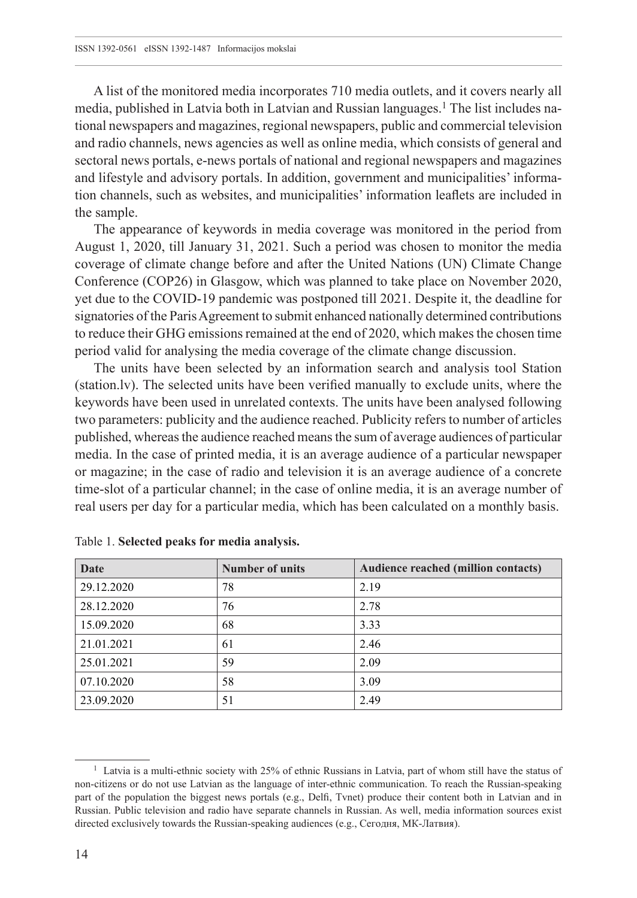A list of the monitored media incorporates 710 media outlets, and it covers nearly all media, published in Latvia both in Latvian and Russian languages.[1] The list includes national newspapers and magazines, regional newspapers, public and commercial television and radio channels, news agencies as well as online media, which consists of general and sectoral news portals, e-news portals of national and regional newspapers and magazines and lifestyle and advisory portals. In addition, government and municipalities' information channels, such as websites, and municipalities' information leaflets are included in the sample.

The appearance of keywords in media coverage was monitored in the period from August 1, 2020, till January 31, 2021. Such a period was chosen to monitor the media coverage of climate change before and after the United Nations (UN) Climate Change Conference (COP26) in Glasgow, which was planned to take place on November 2020, yet due to the COVID-19 pandemic was postponed till 2021. Despite it, the deadline for signatories of the Paris Agreement to submit enhanced nationally determined contributions to reduce their GHG emissions remained at the end of 2020, which makes the chosen time period valid for analysing the media coverage of the climate change discussion.

The units have been selected by an information search and analysis tool Station (station.lv). The selected units have been verified manually to exclude units, where the keywords have been used in unrelated contexts. The units have been analysed following two parameters: publicity and the audience reached. Publicity refers to number of articles published, whereas the audience reached means the sum of average audiences of particular media. In the case of printed media, it is an average audience of a particular newspaper or magazine; in the case of radio and television it is an average audience of a concrete time-slot of a particular channel; in the case of online media, it is an average number of real users per day for a particular media, which has been calculated on a monthly basis.

Table 1. **Selected peaks for media analysis.**

| Date | Number of units | Audience reached (million contacts) |
|---|---|---|
| 29.12.2020 | 78 | 2.19 |
| 28.12.2020 | 76 | 2.78 |
| 15.09.2020 | 68 | 3.33 |
| 21.01.2021 | 61 | 2.46 |
| 25.01.2021 | 59 | 2.09 |
| 07.10.2020 | 58 | 3.09 |
| 23.09.2020 | 51 | 2.49 |

[1] Latvia is a multi-ethnic society with 25% of ethnic Russians in Latvia, part of whom still have the status of non-citizens or do not use Latvian as the language of inter-ethnic communication. To reach the Russian-speaking part of the population the biggest news portals (e.g., Delfi, Tvnet) produce their content both in Latvian and in Russian. Public television and radio have separate channels in Russian. As well, media information sources exist directed exclusively towards the Russian-speaking audiences (e.g., Сегодня, МК-Латвия).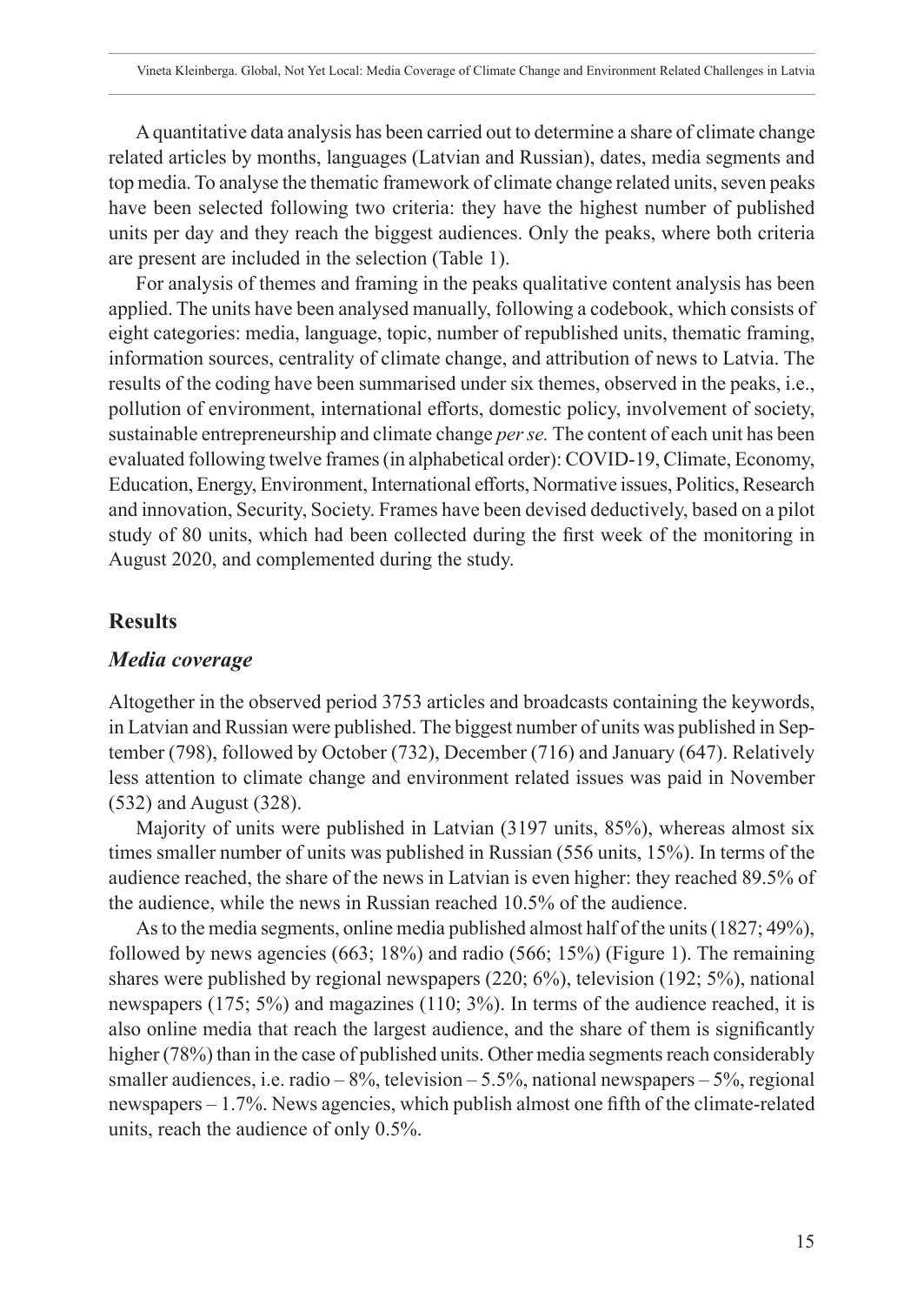A quantitative data analysis has been carried out to determine a share of climate change related articles by months, languages (Latvian and Russian), dates, media segments and top media. To analyse the thematic framework of climate change related units, seven peaks have been selected following two criteria: they have the highest number of published units per day and they reach the biggest audiences. Only the peaks, where both criteria are present are included in the selection (Table 1).

For analysis of themes and framing in the peaks qualitative content analysis has been applied. The units have been analysed manually, following a codebook, which consists of eight categories: media, language, topic, number of republished units, thematic framing, information sources, centrality of climate change, and attribution of news to Latvia. The results of the coding have been summarised under six themes, observed in the peaks, i.e., pollution of environment, international efforts, domestic policy, involvement of society, sustainable entrepreneurship and climate change *per se.* The content of each unit has been evaluated following twelve frames (in alphabetical order): COVID-19, Climate, Economy, Education, Energy, Environment, International efforts, Normative issues, Politics, Research and innovation, Security, Society. Frames have been devised deductively, based on a pilot study of 80 units, which had been collected during the first week of the monitoring in August 2020, and complemented during the study.

## Results

### *Media coverage*

Altogether in the observed period 3753 articles and broadcasts containing the keywords, in Latvian and Russian were published. The biggest number of units was published in September (798), followed by October (732), December (716) and January (647). Relatively less attention to climate change and environment related issues was paid in November (532) and August (328).

Majority of units were published in Latvian (3197 units, 85%), whereas almost six times smaller number of units was published in Russian (556 units, 15%). In terms of the audience reached, the share of the news in Latvian is even higher: they reached 89.5% of the audience, while the news in Russian reached 10.5% of the audience.

As to the media segments, online media published almost half of the units (1827; 49%), followed by news agencies (663; 18%) and radio (566; 15%) (Figure 1). The remaining shares were published by regional newspapers (220; 6%), television (192; 5%), national newspapers (175; 5%) and magazines (110; 3%). In terms of the audience reached, it is also online media that reach the largest audience, and the share of them is significantly higher (78%) than in the case of published units. Other media segments reach considerably smaller audiences, i.e. radio – 8%, television – 5.5%, national newspapers – 5%, regional newspapers – 1.7%. News agencies, which publish almost one fifth of the climate-related units, reach the audience of only 0.5%.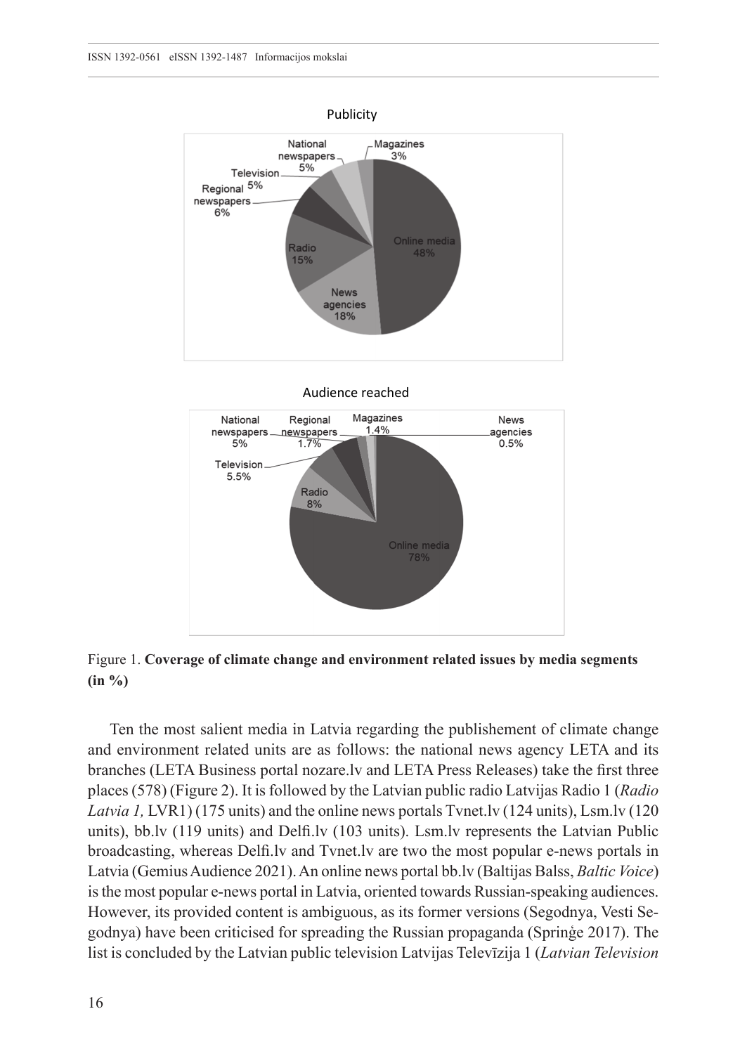Figure 1. **Coverage of climate change and environment related issues by media segments (in %)**

Ten the most salient media in Latvia regarding the publishement of climate change and environment related units are as follows: the national news agency LETA and its branches (LETA Business portal nozare.lv and LETA Press Releases) take the first three places (578) (Figure 2). It is followed by the Latvian public radio Latvijas Radio 1 (*Radio Latvia 1,* LVR1) (175 units) and the online news portals Tvnet.lv (124 units), Lsm.lv (120 units), bb.lv (119 units) and Delfi.lv (103 units). Lsm.lv represents the Latvian Public broadcasting, whereas Delfi.lv and Tvnet.lv are two the most popular e-news portals in Latvia (Gemius Audience 2021). An online news portal bb.lv (Baltijas Balss, *Baltic Voice*) is the most popular e-news portal in Latvia, oriented towards Russian-speaking audiences. However, its provided content is ambiguous, as its former versions (Segodnya, Vesti Segodnya) have been criticised for spreading the Russian propaganda (Spriņģe 2017). The list is concluded by the Latvian public television Latvijas Televīzija 1 (*Latvian Television*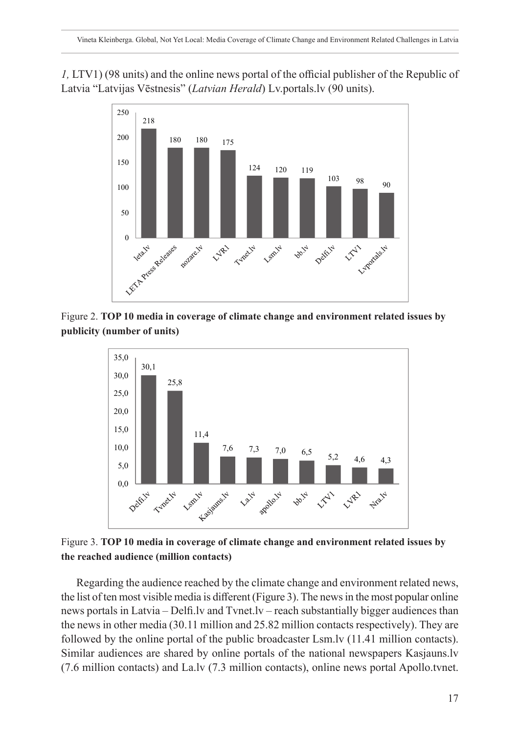*1,* LTV1) (98 units) and the online news portal of the official publisher of the Republic of Latvia "Latvijas Vēstnesis" (*Latvian Herald*) Lv.portals.lv (90 units).

Figure 2. **TOP 10 media in coverage of climate change and environment related issues by publicity (number of units)**

Figure 3. **TOP 10 media in coverage of climate change and environment related issues by the reached audience (million contacts)**

Regarding the audience reached by the climate change and environment related news, the list of ten most visible media is different (Figure 3). The news in the most popular online news portals in Latvia – Delfi.lv and Tvnet.lv – reach substantially bigger audiences than the news in other media (30.11 million and 25.82 million contacts respectively). They are followed by the online portal of the public broadcaster Lsm.lv (11.41 million contacts). Similar audiences are shared by online portals of the national newspapers Kasjauns.lv (7.6 million contacts) and La.lv (7.3 million contacts), online news portal Apollo.tvnet.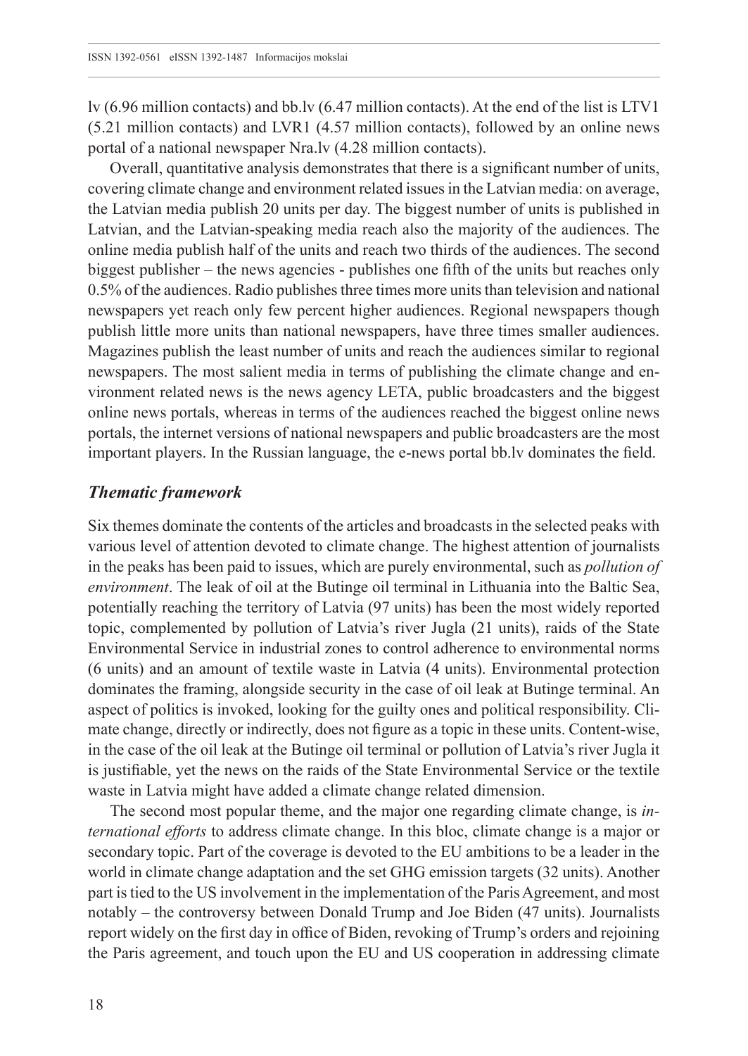lv (6.96 million contacts) and bb.lv (6.47 million contacts). At the end of the list is LTV1 (5.21 million contacts) and LVR1 (4.57 million contacts), followed by an online news portal of a national newspaper Nra.lv (4.28 million contacts).

Overall, quantitative analysis demonstrates that there is a significant number of units, covering climate change and environment related issues in the Latvian media: on average, the Latvian media publish 20 units per day. The biggest number of units is published in Latvian, and the Latvian-speaking media reach also the majority of the audiences. The online media publish half of the units and reach two thirds of the audiences. The second biggest publisher – the news agencies - publishes one fifth of the units but reaches only 0.5% of the audiences. Radio publishes three times more units than television and national newspapers yet reach only few percent higher audiences. Regional newspapers though publish little more units than national newspapers, have three times smaller audiences. Magazines publish the least number of units and reach the audiences similar to regional newspapers. The most salient media in terms of publishing the climate change and environment related news is the news agency LETA, public broadcasters and the biggest online news portals, whereas in terms of the audiences reached the biggest online news portals, the internet versions of national newspapers and public broadcasters are the most important players. In the Russian language, the e-news portal bb.lv dominates the field.

### *Thematic framework*

Six themes dominate the contents of the articles and broadcasts in the selected peaks with various level of attention devoted to climate change. The highest attention of journalists in the peaks has been paid to issues, which are purely environmental, such as *pollution of environment*. The leak of oil at the Butinge oil terminal in Lithuania into the Baltic Sea, potentially reaching the territory of Latvia (97 units) has been the most widely reported topic, complemented by pollution of Latvia's river Jugla (21 units), raids of the State Environmental Service in industrial zones to control adherence to environmental norms (6 units) and an amount of textile waste in Latvia (4 units). Environmental protection dominates the framing, alongside security in the case of oil leak at Butinge terminal. An aspect of politics is invoked, looking for the guilty ones and political responsibility. Climate change, directly or indirectly, does not figure as a topic in these units. Content-wise, in the case of the oil leak at the Butinge oil terminal or pollution of Latvia's river Jugla it is justifiable, yet the news on the raids of the State Environmental Service or the textile waste in Latvia might have added a climate change related dimension.

The second most popular theme, and the major one regarding climate change, is *international efforts* to address climate change. In this bloc, climate change is a major or secondary topic. Part of the coverage is devoted to the EU ambitions to be a leader in the world in climate change adaptation and the set GHG emission targets (32 units). Another part is tied to the US involvement in the implementation of the Paris Agreement, and most notably – the controversy between Donald Trump and Joe Biden (47 units). Journalists report widely on the first day in office of Biden, revoking of Trump's orders and rejoining the Paris agreement, and touch upon the EU and US cooperation in addressing climate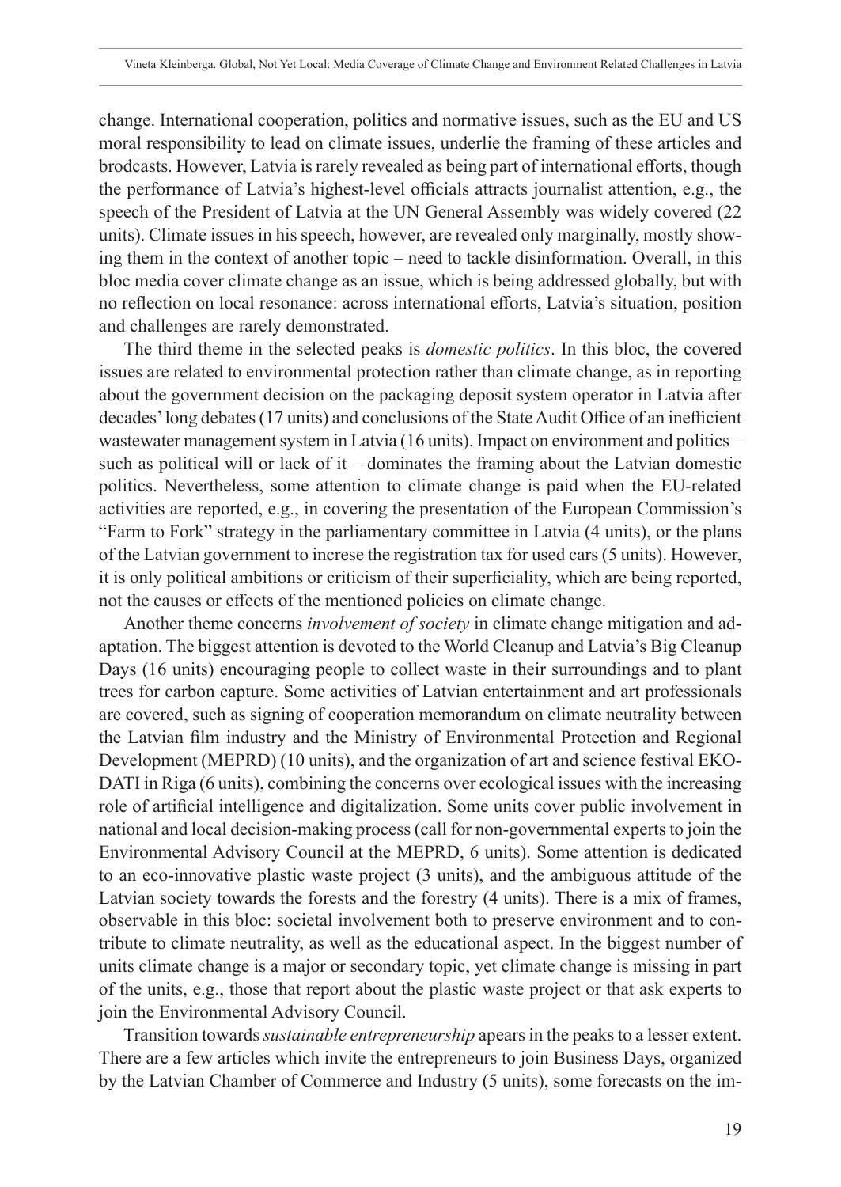change. International cooperation, politics and normative issues, such as the EU and US moral responsibility to lead on climate issues, underlie the framing of these articles and brodcasts. However, Latvia is rarely revealed as being part of international efforts, though the performance of Latvia's highest-level officials attracts journalist attention, e.g., the speech of the President of Latvia at the UN General Assembly was widely covered (22 units). Climate issues in his speech, however, are revealed only marginally, mostly showing them in the context of another topic – need to tackle disinformation. Overall, in this bloc media cover climate change as an issue, which is being addressed globally, but with no reflection on local resonance: across international efforts, Latvia's situation, position and challenges are rarely demonstrated.

The third theme in the selected peaks is *domestic politics*. In this bloc, the covered issues are related to environmental protection rather than climate change, as in reporting about the government decision on the packaging deposit system operator in Latvia after decades' long debates (17 units) and conclusions of the State Audit Office of an inefficient wastewater management system in Latvia (16 units). Impact on environment and politics – such as political will or lack of it – dominates the framing about the Latvian domestic politics. Nevertheless, some attention to climate change is paid when the EU-related activities are reported, e.g., in covering the presentation of the European Commission's "Farm to Fork" strategy in the parliamentary committee in Latvia (4 units), or the plans of the Latvian government to increse the registration tax for used cars (5 units). However, it is only political ambitions or criticism of their superficiality, which are being reported, not the causes or effects of the mentioned policies on climate change.

Another theme concerns *involvement of society* in climate change mitigation and adaptation. The biggest attention is devoted to the World Cleanup and Latvia's Big Cleanup Days (16 units) encouraging people to collect waste in their surroundings and to plant trees for carbon capture. Some activities of Latvian entertainment and art professionals are covered, such as signing of cooperation memorandum on climate neutrality between the Latvian film industry and the Ministry of Environmental Protection and Regional Development (MEPRD) (10 units), and the organization of art and science festival EKO-DATI in Riga (6 units), combining the concerns over ecological issues with the increasing role of artificial intelligence and digitalization. Some units cover public involvement in national and local decision-making process (call for non-governmental experts to join the Environmental Advisory Council at the MEPRD, 6 units). Some attention is dedicated to an eco-innovative plastic waste project (3 units), and the ambiguous attitude of the Latvian society towards the forests and the forestry (4 units). There is a mix of frames, observable in this bloc: societal involvement both to preserve environment and to contribute to climate neutrality, as well as the educational aspect. In the biggest number of units climate change is a major or secondary topic, yet climate change is missing in part of the units, e.g., those that report about the plastic waste project or that ask experts to join the Environmental Advisory Council.

Transition towards *sustainable entrepreneurship* apears in the peaks to a lesser extent. There are a few articles which invite the entrepreneurs to join Business Days, organized by the Latvian Chamber of Commerce and Industry (5 units), some forecasts on the im-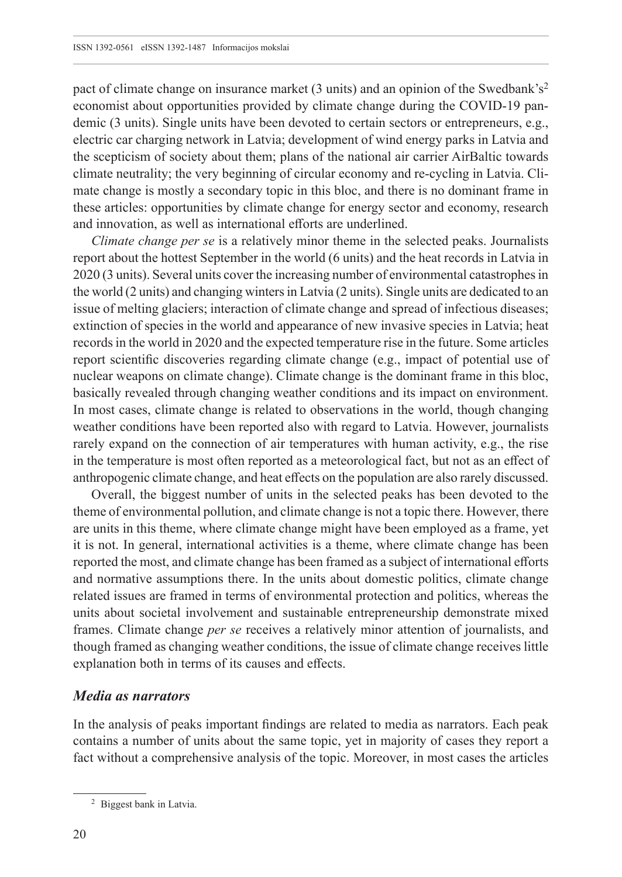pact of climate change on insurance market (3 units) and an opinion of the Swedbank's[2] economist about opportunities provided by climate change during the COVID-19 pandemic (3 units). Single units have been devoted to certain sectors or entrepreneurs, e.g., electric car charging network in Latvia; development of wind energy parks in Latvia and the scepticism of society about them; plans of the national air carrier AirBaltic towards climate neutrality; the very beginning of circular economy and re-cycling in Latvia. Climate change is mostly a secondary topic in this bloc, and there is no dominant frame in these articles: opportunities by climate change for energy sector and economy, research and innovation, as well as international efforts are underlined.

*Climate change per se* is a relatively minor theme in the selected peaks. Journalists report about the hottest September in the world (6 units) and the heat records in Latvia in 2020 (3 units). Several units cover the increasing number of environmental catastrophes in the world (2 units) and changing winters in Latvia (2 units). Single units are dedicated to an issue of melting glaciers; interaction of climate change and spread of infectious diseases; extinction of species in the world and appearance of new invasive species in Latvia; heat records in the world in 2020 and the expected temperature rise in the future. Some articles report scientific discoveries regarding climate change (e.g., impact of potential use of nuclear weapons on climate change). Climate change is the dominant frame in this bloc, basically revealed through changing weather conditions and its impact on environment. In most cases, climate change is related to observations in the world, though changing weather conditions have been reported also with regard to Latvia. However, journalists rarely expand on the connection of air temperatures with human activity, e.g., the rise in the temperature is most often reported as a meteorological fact, but not as an effect of anthropogenic climate change, and heat effects on the population are also rarely discussed.

Overall, the biggest number of units in the selected peaks has been devoted to the theme of environmental pollution, and climate change is not a topic there. However, there are units in this theme, where climate change might have been employed as a frame, yet it is not. In general, international activities is a theme, where climate change has been reported the most, and climate change has been framed as a subject of international efforts and normative assumptions there. In the units about domestic politics, climate change related issues are framed in terms of environmental protection and politics, whereas the units about societal involvement and sustainable entrepreneurship demonstrate mixed frames. Climate change *per se* receives a relatively minor attention of journalists, and though framed as changing weather conditions, the issue of climate change receives little explanation both in terms of its causes and effects.

### *Media as narrators*

In the analysis of peaks important findings are related to media as narrators. Each peak contains a number of units about the same topic, yet in majority of cases they report a fact without a comprehensive analysis of the topic. Moreover, in most cases the articles

[2] Biggest bank in Latvia.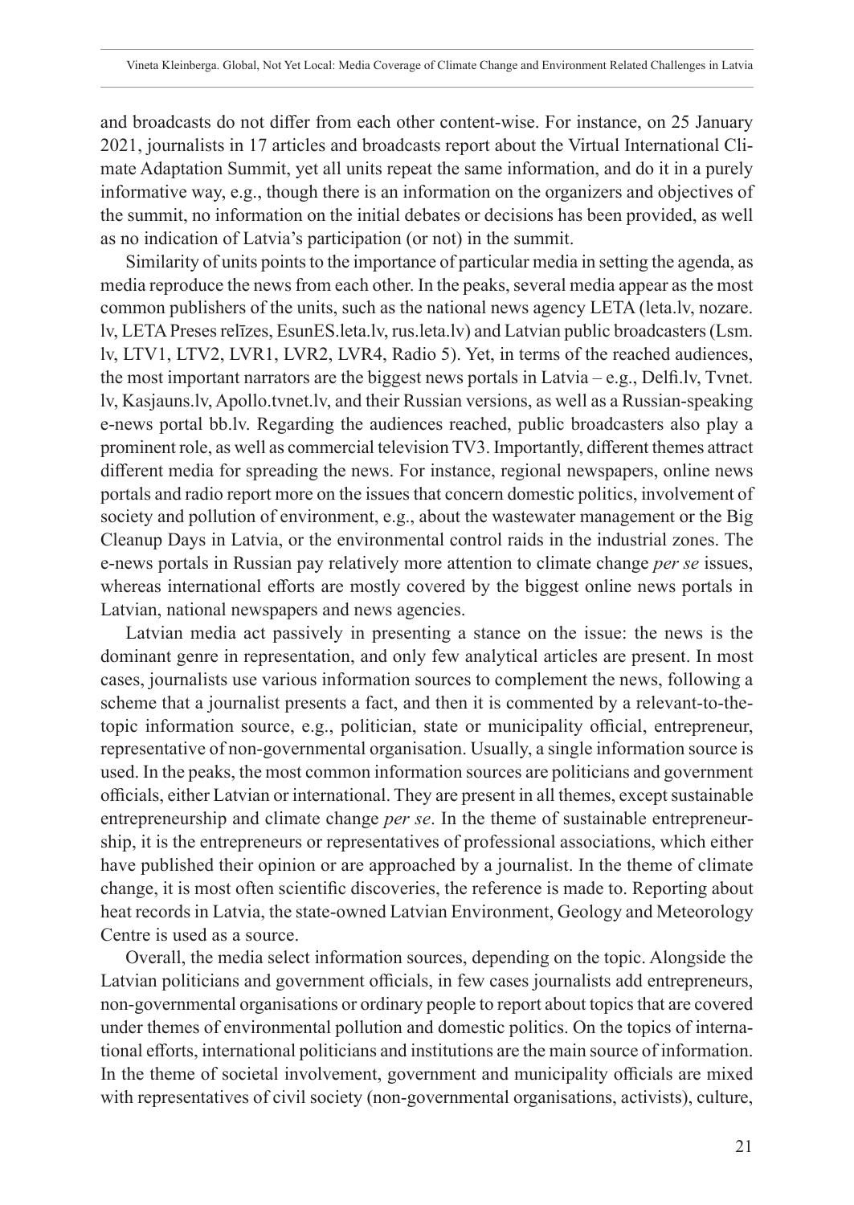and broadcasts do not differ from each other content-wise. For instance, on 25 January 2021, journalists in 17 articles and broadcasts report about the Virtual International Climate Adaptation Summit, yet all units repeat the same information, and do it in a purely informative way, e.g., though there is an information on the organizers and objectives of the summit, no information on the initial debates or decisions has been provided, as well as no indication of Latvia's participation (or not) in the summit.

Similarity of units points to the importance of particular media in setting the agenda, as media reproduce the news from each other. In the peaks, several media appear as the most common publishers of the units, such as the national news agency LETA (leta.lv, nozare.lv, LETA Preses relīzes, EsunES.leta.lv, rus.leta.lv) and Latvian public broadcasters (Lsm.lv, LTV1, LTV2, LVR1, LVR2, LVR4, Radio 5). Yet, in terms of the reached audiences, the most important narrators are the biggest news portals in Latvia – e.g., Delfi.lv, Tvnet.lv, Kasjauns.lv, Apollo.tvnet.lv, and their Russian versions, as well as a Russian-speaking e-news portal bb.lv. Regarding the audiences reached, public broadcasters also play a prominent role, as well as commercial television TV3. Importantly, different themes attract different media for spreading the news. For instance, regional newspapers, online news portals and radio report more on the issues that concern domestic politics, involvement of society and pollution of environment, e.g., about the wastewater management or the Big Cleanup Days in Latvia, or the environmental control raids in the industrial zones. The e-news portals in Russian pay relatively more attention to climate change *per se* issues, whereas international efforts are mostly covered by the biggest online news portals in Latvian, national newspapers and news agencies.

Latvian media act passively in presenting a stance on the issue: the news is the dominant genre in representation, and only few analytical articles are present. In most cases, journalists use various information sources to complement the news, following a scheme that a journalist presents a fact, and then it is commented by a relevant-to-the-topic information source, e.g., politician, state or municipality official, entrepreneur, representative of non-governmental organisation. Usually, a single information source is used. In the peaks, the most common information sources are politicians and government officials, either Latvian or international. They are present in all themes, except sustainable entrepreneurship and climate change *per se*. In the theme of sustainable entrepreneurship, it is the entrepreneurs or representatives of professional associations, which either have published their opinion or are approached by a journalist. In the theme of climate change, it is most often scientific discoveries, the reference is made to. Reporting about heat records in Latvia, the state-owned Latvian Environment, Geology and Meteorology Centre is used as a source.

Overall, the media select information sources, depending on the topic. Alongside the Latvian politicians and government officials, in few cases journalists add entrepreneurs, non-governmental organisations or ordinary people to report about topics that are covered under themes of environmental pollution and domestic politics. On the topics of international efforts, international politicians and institutions are the main source of information. In the theme of societal involvement, government and municipality officials are mixed with representatives of civil society (non-governmental organisations, activists), culture,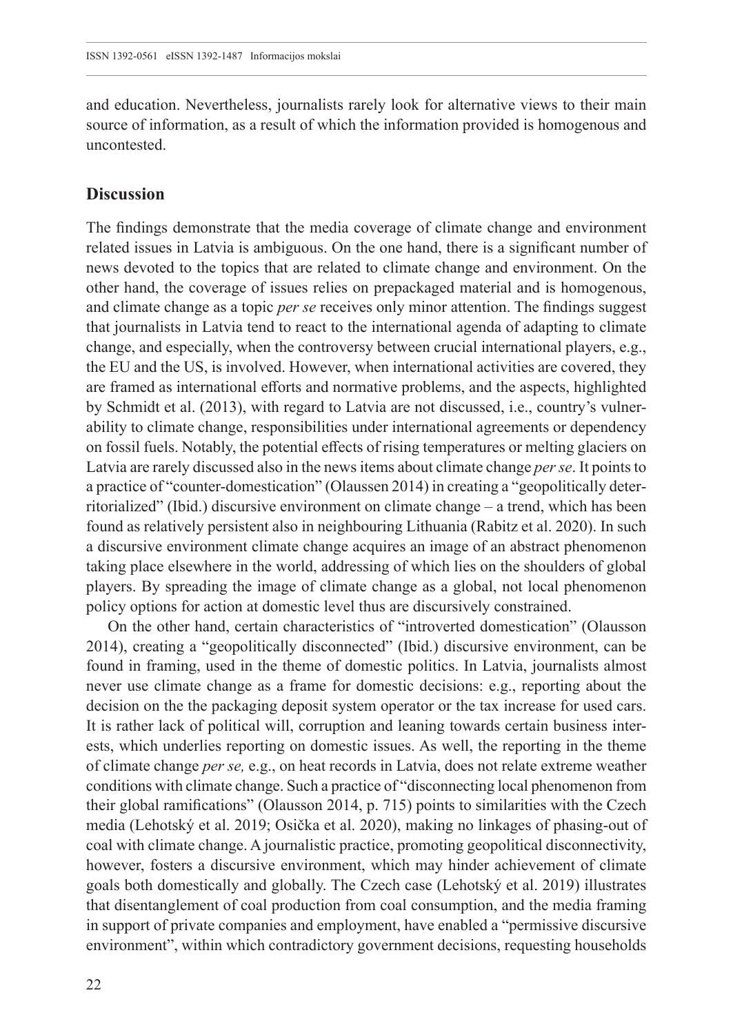and education. Nevertheless, journalists rarely look for alternative views to their main source of information, as a result of which the information provided is homogenous and uncontested.

## Discussion

The findings demonstrate that the media coverage of climate change and environment related issues in Latvia is ambiguous. On the one hand, there is a significant number of news devoted to the topics that are related to climate change and environment. On the other hand, the coverage of issues relies on prepackaged material and is homogenous, and climate change as a topic *per se* receives only minor attention. The findings suggest that journalists in Latvia tend to react to the international agenda of adapting to climate change, and especially, when the controversy between crucial international players, e.g., the EU and the US, is involved. However, when international activities are covered, they are framed as international efforts and normative problems, and the aspects, highlighted by Schmidt et al. (2013), with regard to Latvia are not discussed, i.e., country's vulnerability to climate change, responsibilities under international agreements or dependency on fossil fuels. Notably, the potential effects of rising temperatures or melting glaciers on Latvia are rarely discussed also in the news items about climate change *per se*. It points to a practice of "counter-domestication" (Olaussen 2014) in creating a "geopolitically deterritorialized" (Ibid.) discursive environment on climate change – a trend, which has been found as relatively persistent also in neighbouring Lithuania (Rabitz et al. 2020). In such a discursive environment climate change acquires an image of an abstract phenomenon taking place elsewhere in the world, addressing of which lies on the shoulders of global players. By spreading the image of climate change as a global, not local phenomenon policy options for action at domestic level thus are discursively constrained.

On the other hand, certain characteristics of "introverted domestication" (Olausson 2014), creating a "geopolitically disconnected" (Ibid.) discursive environment, can be found in framing, used in the theme of domestic politics. In Latvia, journalists almost never use climate change as a frame for domestic decisions: e.g., reporting about the decision on the the packaging deposit system operator or the tax increase for used cars. It is rather lack of political will, corruption and leaning towards certain business interests, which underlies reporting on domestic issues. As well, the reporting in the theme of climate change *per se,* e.g., on heat records in Latvia, does not relate extreme weather conditions with climate change. Such a practice of "disconnecting local phenomenon from their global ramifications" (Olausson 2014, p. 715) points to similarities with the Czech media (Lehotský et al. 2019; Osička et al. 2020), making no linkages of phasing-out of coal with climate change. A journalistic practice, promoting geopolitical disconnectivity, however, fosters a discursive environment, which may hinder achievement of climate goals both domestically and globally. The Czech case (Lehotský et al. 2019) illustrates that disentanglement of coal production from coal consumption, and the media framing in support of private companies and employment, have enabled a "permissive discursive environment", within which contradictory government decisions, requesting households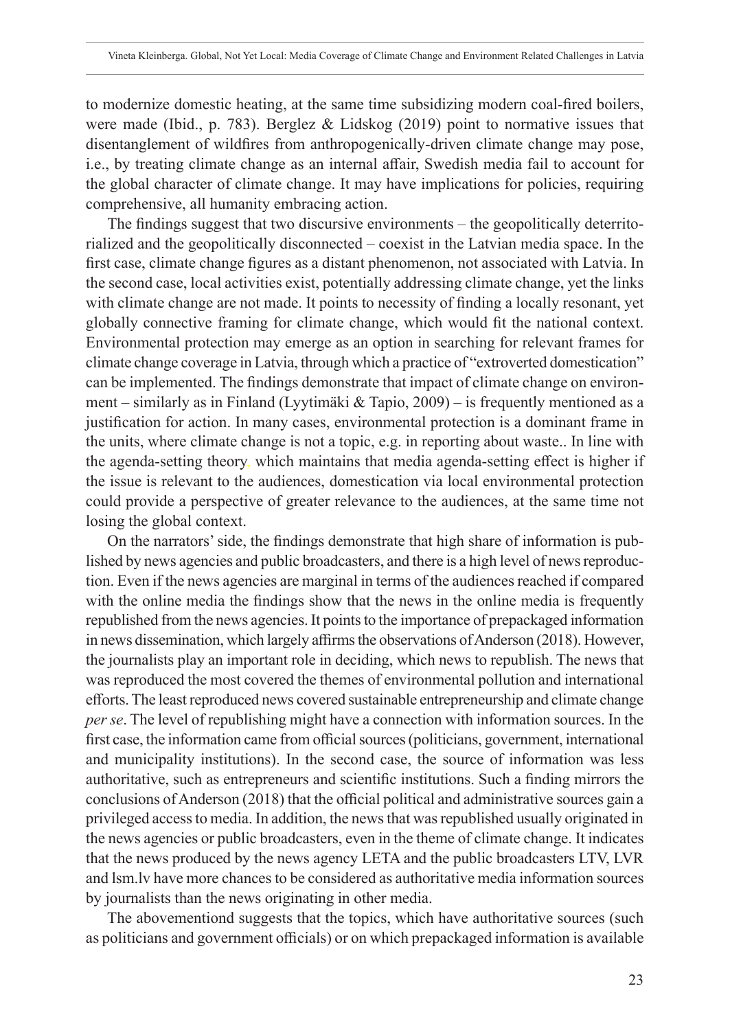to modernize domestic heating, at the same time subsidizing modern coal-fired boilers, were made (Ibid., p. 783). Berglez & Lidskog (2019) point to normative issues that disentanglement of wildfires from anthropogenically-driven climate change may pose, i.e., by treating climate change as an internal affair, Swedish media fail to account for the global character of climate change. It may have implications for policies, requiring comprehensive, all humanity embracing action.

The findings suggest that two discursive environments – the geopolitically deterritorialized and the geopolitically disconnected – coexist in the Latvian media space. In the first case, climate change figures as a distant phenomenon, not associated with Latvia. In the second case, local activities exist, potentially addressing climate change, yet the links with climate change are not made. It points to necessity of finding a locally resonant, yet globally connective framing for climate change, which would fit the national context. Environmental protection may emerge as an option in searching for relevant frames for climate change coverage in Latvia, through which a practice of "extroverted domestication" can be implemented. The findings demonstrate that impact of climate change on environment – similarly as in Finland (Lyytimäki & Tapio, 2009) – is frequently mentioned as a justification for action. In many cases, environmental protection is a dominant frame in the units, where climate change is not a topic, e.g. in reporting about waste.. In line with the agenda-setting theory, which maintains that media agenda-setting effect is higher if the issue is relevant to the audiences, domestication via local environmental protection could provide a perspective of greater relevance to the audiences, at the same time not losing the global context.

On the narrators' side, the findings demonstrate that high share of information is published by news agencies and public broadcasters, and there is a high level of news reproduction. Even if the news agencies are marginal in terms of the audiences reached if compared with the online media the findings show that the news in the online media is frequently republished from the news agencies. It points to the importance of prepackaged information in news dissemination, which largely affirms the observations of Anderson (2018). However, the journalists play an important role in deciding, which news to republish. The news that was reproduced the most covered the themes of environmental pollution and international efforts. The least reproduced news covered sustainable entrepreneurship and climate change *per se*. The level of republishing might have a connection with information sources. In the first case, the information came from official sources (politicians, government, international and municipality institutions). In the second case, the source of information was less authoritative, such as entrepreneurs and scientific institutions. Such a finding mirrors the conclusions of Anderson (2018) that the official political and administrative sources gain a privileged access to media. In addition, the news that was republished usually originated in the news agencies or public broadcasters, even in the theme of climate change. It indicates that the news produced by the news agency LETA and the public broadcasters LTV, LVR and lsm.lv have more chances to be considered as authoritative media information sources by journalists than the news originating in other media.

The abovementiond suggests that the topics, which have authoritative sources (such as politicians and government officials) or on which prepackaged information is available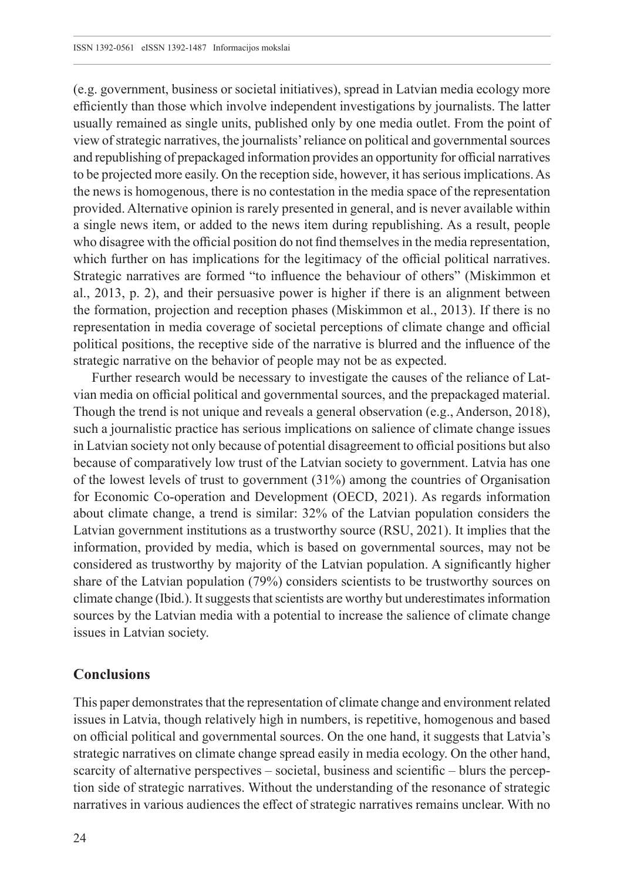(e.g. government, business or societal initiatives), spread in Latvian media ecology more efficiently than those which involve independent investigations by journalists. The latter usually remained as single units, published only by one media outlet. From the point of view of strategic narratives, the journalists' reliance on political and governmental sources and republishing of prepackaged information provides an opportunity for official narratives to be projected more easily. On the reception side, however, it has serious implications. As the news is homogenous, there is no contestation in the media space of the representation provided. Alternative opinion is rarely presented in general, and is never available within a single news item, or added to the news item during republishing. As a result, people who disagree with the official position do not find themselves in the media representation, which further on has implications for the legitimacy of the official political narratives. Strategic narratives are formed "to influence the behaviour of others" (Miskimmon et al., 2013, p. 2), and their persuasive power is higher if there is an alignment between the formation, projection and reception phases (Miskimmon et al., 2013). If there is no representation in media coverage of societal perceptions of climate change and official political positions, the receptive side of the narrative is blurred and the influence of the strategic narrative on the behavior of people may not be as expected.

Further research would be necessary to investigate the causes of the reliance of Latvian media on official political and governmental sources, and the prepackaged material. Though the trend is not unique and reveals a general observation (e.g., Anderson, 2018), such a journalistic practice has serious implications on salience of climate change issues in Latvian society not only because of potential disagreement to official positions but also because of comparatively low trust of the Latvian society to government. Latvia has one of the lowest levels of trust to government (31%) among the countries of Organisation for Economic Co-operation and Development (OECD, 2021). As regards information about climate change, a trend is similar: 32% of the Latvian population considers the Latvian government institutions as a trustworthy source (RSU, 2021). It implies that the information, provided by media, which is based on governmental sources, may not be considered as trustworthy by majority of the Latvian population. A significantly higher share of the Latvian population (79%) considers scientists to be trustworthy sources on climate change (Ibid.). It suggests that scientists are worthy but underestimates information sources by the Latvian media with a potential to increase the salience of climate change issues in Latvian society.

## Conclusions

This paper demonstrates that the representation of climate change and environment related issues in Latvia, though relatively high in numbers, is repetitive, homogenous and based on official political and governmental sources. On the one hand, it suggests that Latvia's strategic narratives on climate change spread easily in media ecology. On the other hand, scarcity of alternative perspectives – societal, business and scientific – blurs the perception side of strategic narratives. Without the understanding of the resonance of strategic narratives in various audiences the effect of strategic narratives remains unclear. With no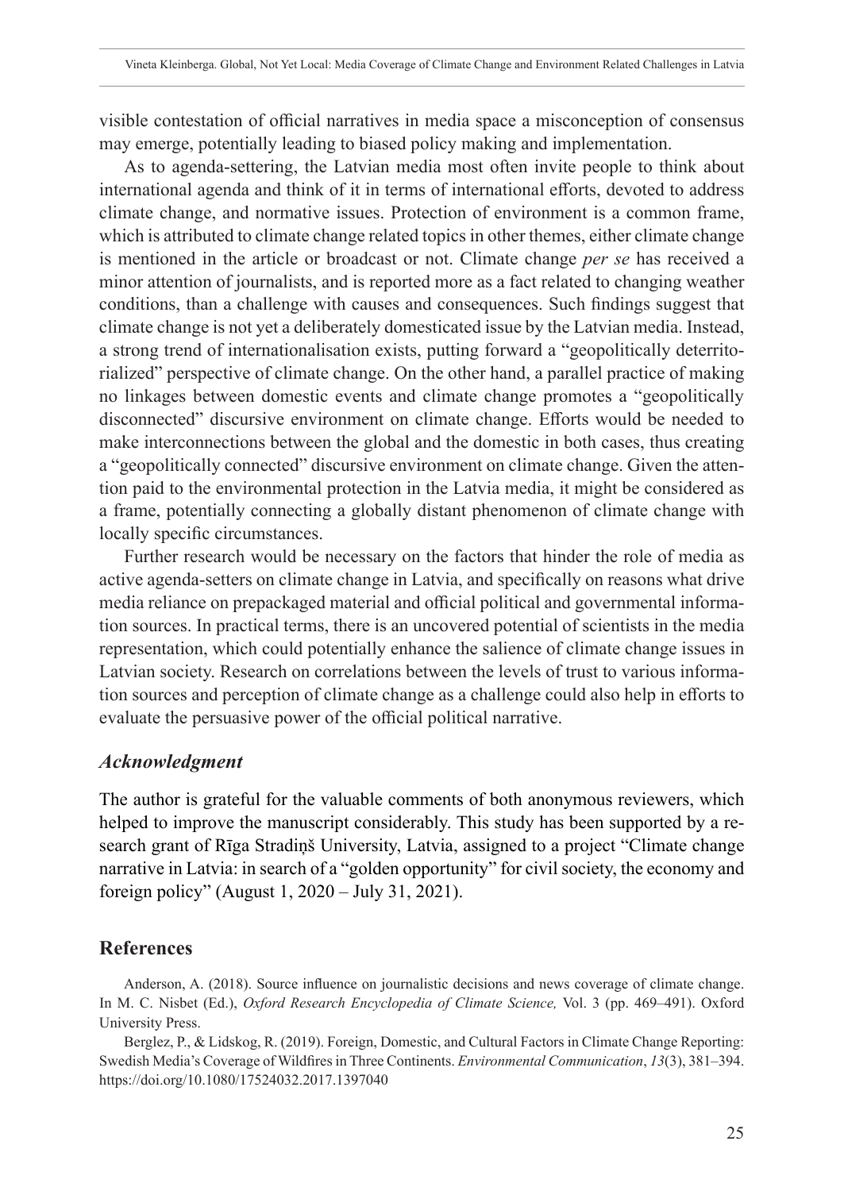visible contestation of official narratives in media space a misconception of consensus may emerge, potentially leading to biased policy making and implementation.

As to agenda-settering, the Latvian media most often invite people to think about international agenda and think of it in terms of international efforts, devoted to address climate change, and normative issues. Protection of environment is a common frame, which is attributed to climate change related topics in other themes, either climate change is mentioned in the article or broadcast or not. Climate change *per se* has received a minor attention of journalists, and is reported more as a fact related to changing weather conditions, than a challenge with causes and consequences. Such findings suggest that climate change is not yet a deliberately domesticated issue by the Latvian media. Instead, a strong trend of internationalisation exists, putting forward a "geopolitically deterritorialized" perspective of climate change. On the other hand, a parallel practice of making no linkages between domestic events and climate change promotes a "geopolitically disconnected" discursive environment on climate change. Efforts would be needed to make interconnections between the global and the domestic in both cases, thus creating a "geopolitically connected" discursive environment on climate change. Given the attention paid to the environmental protection in the Latvia media, it might be considered as a frame, potentially connecting a globally distant phenomenon of climate change with locally specific circumstances.

Further research would be necessary on the factors that hinder the role of media as active agenda-setters on climate change in Latvia, and specifically on reasons what drive media reliance on prepackaged material and official political and governmental information sources. In practical terms, there is an uncovered potential of scientists in the media representation, which could potentially enhance the salience of climate change issues in Latvian society. Research on correlations between the levels of trust to various information sources and perception of climate change as a challenge could also help in efforts to evaluate the persuasive power of the official political narrative.

### *Acknowledgment*

The author is grateful for the valuable comments of both anonymous reviewers, which helped to improve the manuscript considerably. This study has been supported by a research grant of Rīga Stradiņš University, Latvia, assigned to a project "Climate change narrative in Latvia: in search of a "golden opportunity" for civil society, the economy and foreign policy" (August 1, 2020 – July 31, 2021).

## References

Anderson, A. (2018). Source influence on journalistic decisions and news coverage of climate change. In M. C. Nisbet (Ed.), *Oxford Research Encyclopedia of Climate Science,* Vol. 3 (pp. 469–491). Oxford University Press.

Berglez, P., & Lidskog, R. (2019). Foreign, Domestic, and Cultural Factors in Climate Change Reporting: Swedish Media's Coverage of Wildfires in Three Continents. *Environmental Communication*, *13*(3), 381–394. https://doi.org/10.1080/17524032.2017.1397040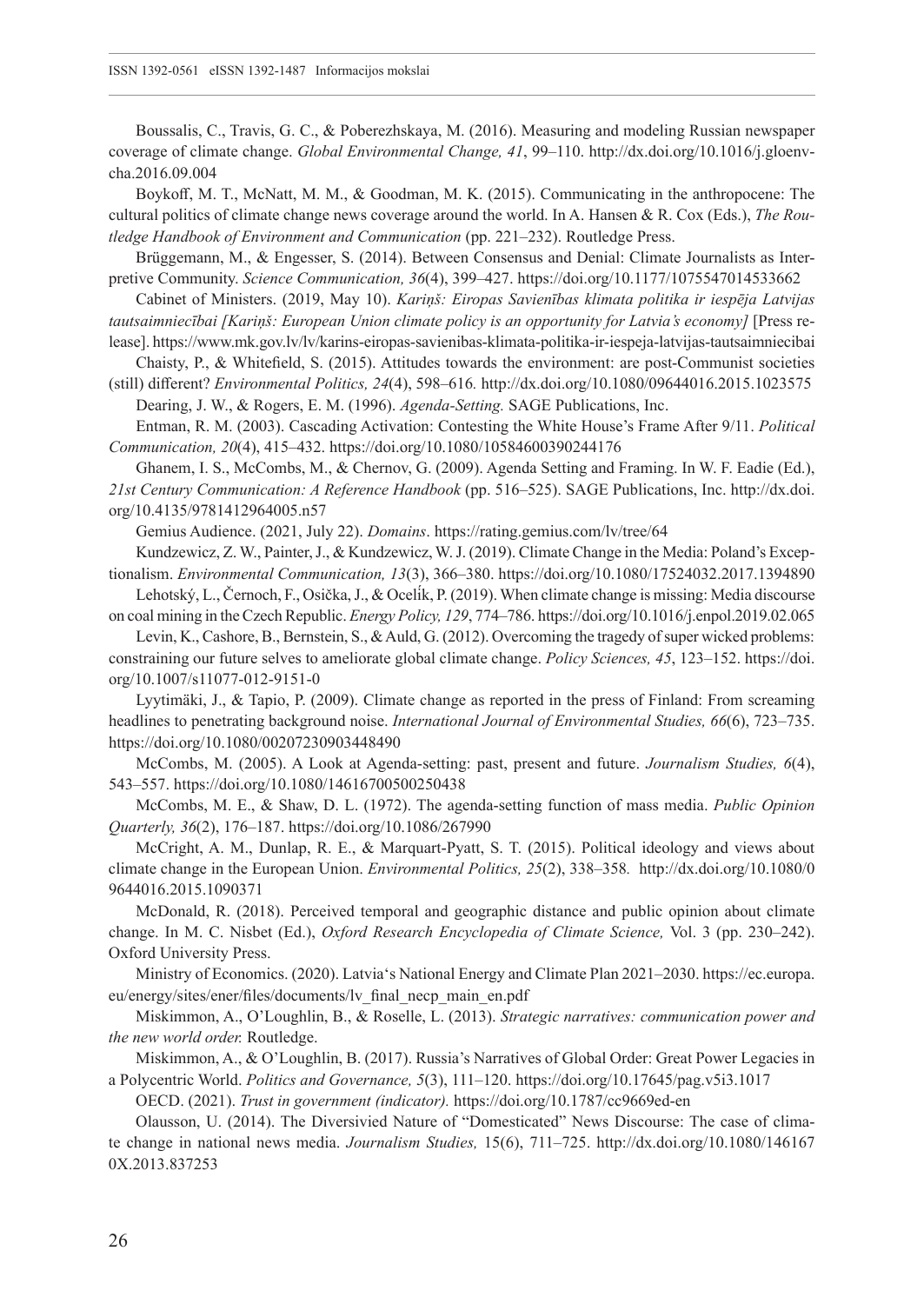Boussalis, C., Travis, G. C., & Poberezhskaya, M. (2016). Measuring and modeling Russian newspaper coverage of climate change. *Global Environmental Change, 41*, 99–110. http://dx.doi.org/10.1016/j.gloenvcha.2016.09.004

Boykoff, M. T., McNatt, M. M., & Goodman, M. K. (2015). Communicating in the anthropocene: The cultural politics of climate change news coverage around the world. In A. Hansen & R. Cox (Eds.), *The Routledge Handbook of Environment and Communication* (pp. 221–232). Routledge Press.

Brüggemann, M., & Engesser, S. (2014). Between Consensus and Denial: Climate Journalists as Interpretive Community. *Science Communication, 36*(4), 399–427. https://doi.org/10.1177/1075547014533662

Cabinet of Ministers. (2019, May 10). *Kariņš: Eiropas Savienības klimata politika ir iespēja Latvijas tautsaimniecībai [Kariņš: European Union climate policy is an opportunity for Latvia's economy]* [Press release]. https://www.mk.gov.lv/lv/karins-eiropas-savienibas-klimata-politika-ir-iespeja-latvijas-tautsaimniecibai

Chaisty, P., & Whitefield, S. (2015). Attitudes towards the environment: are post-Communist societies (still) different? *Environmental Politics, 24*(4), 598–616. http://dx.doi.org/10.1080/09644016.2015.1023575

Dearing, J. W., & Rogers, E. M. (1996). *Agenda-Setting.* SAGE Publications, Inc.

Entman, R. M. (2003). Cascading Activation: Contesting the White House's Frame After 9/11. *Political Communication, 20*(4), 415–432. https://doi.org/10.1080/10584600390244176

Ghanem, I. S., McCombs, M., & Chernov, G. (2009). Agenda Setting and Framing. In W. F. Eadie (Ed.), *21st Century Communication: A Reference Handbook* (pp. 516–525). SAGE Publications, Inc. http://dx.doi.org/10.4135/9781412964005.n57

Gemius Audience. (2021, July 22). *Domains*. https://rating.gemius.com/lv/tree/64

Kundzewicz, Z. W., Painter, J., & Kundzewicz, W. J. (2019). Climate Change in the Media: Poland's Exceptionalism. *Environmental Communication, 13*(3), 366–380. https://doi.org/10.1080/17524032.2017.1394890

Lehotský, L., Černoch, F., Osička, J., & Ocelík, P. (2019). When climate change is missing: Media discourse on coal mining in the Czech Republic. *Energy Policy, 129*, 774–786. https://doi.org/10.1016/j.enpol.2019.02.065

Levin, K., Cashore, B., Bernstein, S., & Auld, G. (2012). Overcoming the tragedy of super wicked problems: constraining our future selves to ameliorate global climate change. *Policy Sciences, 45*, 123–152. https://doi.org/10.1007/s11077-012-9151-0

Lyytimäki, J., & Tapio, P. (2009). Climate change as reported in the press of Finland: From screaming headlines to penetrating background noise. *International Journal of Environmental Studies, 66*(6), 723–735. https://doi.org/10.1080/00207230903448490

McCombs, M. (2005). A Look at Agenda-setting: past, present and future. *Journalism Studies, 6*(4), 543–557. https://doi.org/10.1080/14616700500250438

McCombs, M. E., & Shaw, D. L. (1972). The agenda-setting function of mass media. *Public Opinion Quarterly, 36*(2), 176–187. https://doi.org/10.1086/267990

McCright, A. M., Dunlap, R. E., & Marquart-Pyatt, S. T. (2015). Political ideology and views about climate change in the European Union. *Environmental Politics, 25*(2), 338–358. http://dx.doi.org/10.1080/09644016.2015.1090371

McDonald, R. (2018). Perceived temporal and geographic distance and public opinion about climate change. In M. C. Nisbet (Ed.), *Oxford Research Encyclopedia of Climate Science,* Vol. 3 (pp. 230–242). Oxford University Press.

Ministry of Economics. (2020). Latvia's National Energy and Climate Plan 2021–2030. https://ec.europa.eu/energy/sites/ener/files/documents/lv_final_necp_main_en.pdf

Miskimmon, A., O'Loughlin, B., & Roselle, L. (2013). *Strategic narratives: communication power and the new world order.* Routledge.

Miskimmon, A., & O'Loughlin, B. (2017). Russia's Narratives of Global Order: Great Power Legacies in a Polycentric World. *Politics and Governance, 5*(3), 111–120. https://doi.org/10.17645/pag.v5i3.1017

OECD. (2021). *Trust in government (indicator).* https://doi.org/10.1787/cc9669ed-en

Olausson, U. (2014). The Diversivied Nature of "Domesticated" News Discourse: The case of climate change in national news media. *Journalism Studies,* 15(6), 711–725. http://dx.doi.org/10.1080/1461670X.2013.837253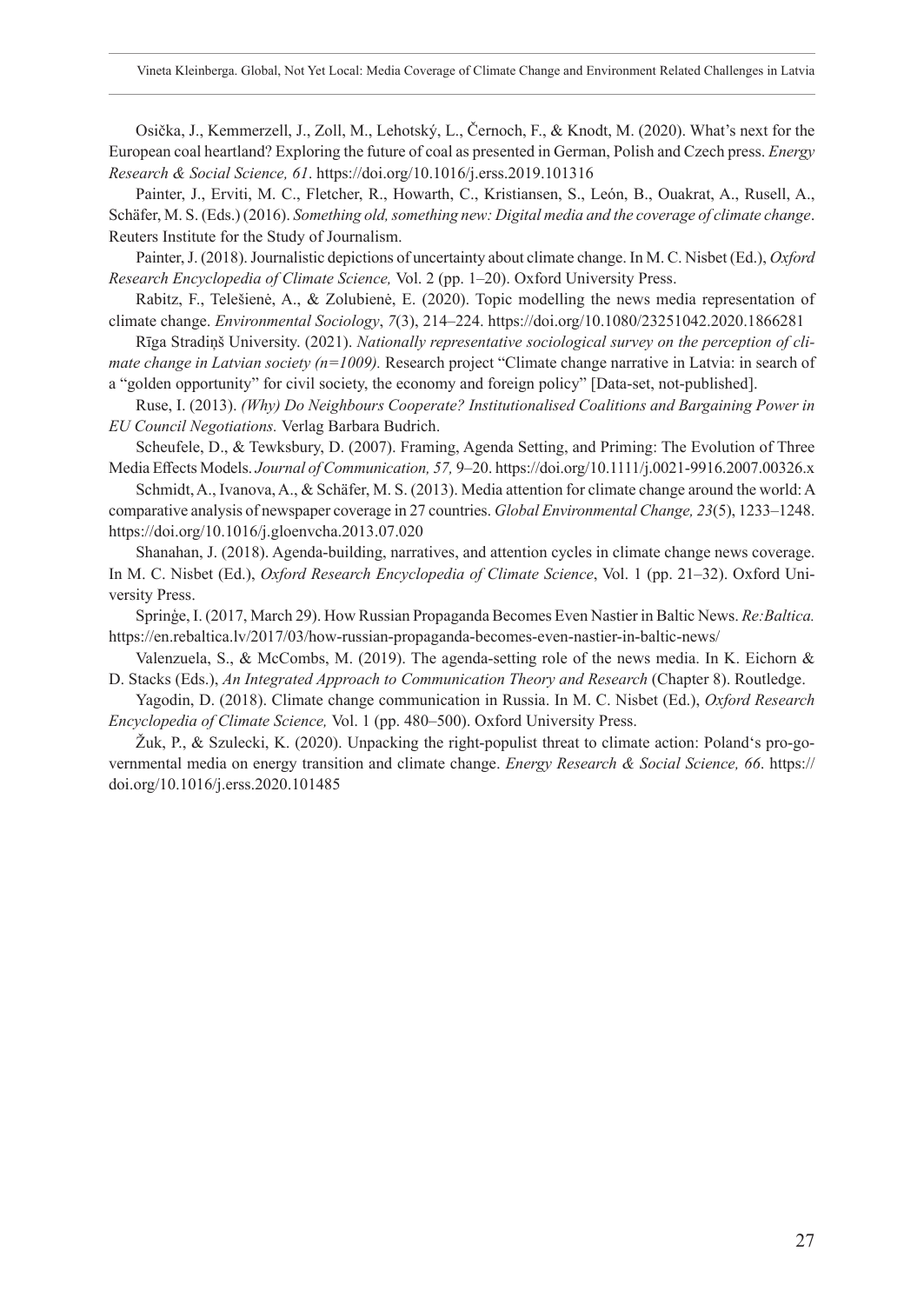Osička, J., Kemmerzell, J., Zoll, M., Lehotský, L., Černoch, F., & Knodt, M. (2020). What's next for the European coal heartland? Exploring the future of coal as presented in German, Polish and Czech press. *Energy Research & Social Science, 61*. https://doi.org/10.1016/j.erss.2019.101316

Painter, J., Erviti, M. C., Fletcher, R., Howarth, C., Kristiansen, S., León, B., Ouakrat, A., Rusell, A., Schäfer, M. S. (Eds.) (2016). *Something old, something new: Digital media and the coverage of climate change*. Reuters Institute for the Study of Journalism.

Painter, J. (2018). Journalistic depictions of uncertainty about climate change. In M. C. Nisbet (Ed.), *Oxford Research Encyclopedia of Climate Science,* Vol. 2 (pp. 1–20). Oxford University Press.

Rabitz, F., Telešienė, A., & Zolubienė, E. (2020). Topic modelling the news media representation of climate change. *Environmental Sociology*, *7*(3), 214–224. https://doi.org/10.1080/23251042.2020.1866281

Rīga Stradiņš University. (2021). *Nationally representative sociological survey on the perception of climate change in Latvian society (n=1009).* Research project "Climate change narrative in Latvia: in search of a "golden opportunity" for civil society, the economy and foreign policy" [Data-set, not-published].

Ruse, I. (2013). *(Why) Do Neighbours Cooperate? Institutionalised Coalitions and Bargaining Power in EU Council Negotiations.* Verlag Barbara Budrich.

Scheufele, D., & Tewksbury, D. (2007). Framing, Agenda Setting, and Priming: The Evolution of Three Media Effects Models. *Journal of Communication, 57,* 9–20. https://doi.org/10.1111/j.0021-9916.2007.00326.x

Schmidt, A., Ivanova, A., & Schäfer, M. S. (2013). Media attention for climate change around the world: A comparative analysis of newspaper coverage in 27 countries. *Global Environmental Change, 23*(5), 1233–1248. https://doi.org/10.1016/j.gloenvcha.2013.07.020

Shanahan, J. (2018). Agenda-building, narratives, and attention cycles in climate change news coverage. In M. C. Nisbet (Ed.), *Oxford Research Encyclopedia of Climate Science*, Vol. 1 (pp. 21–32). Oxford University Press.

Spriņģe, I. (2017, March 29). How Russian Propaganda Becomes Even Nastier in Baltic News. *Re:Baltica.* https://en.rebaltica.lv/2017/03/how-russian-propaganda-becomes-even-nastier-in-baltic-news/

Valenzuela, S., & McCombs, M. (2019). The agenda-setting role of the news media. In K. Eichorn & D. Stacks (Eds.), *An Integrated Approach to Communication Theory and Research* (Chapter 8). Routledge.

Yagodin, D. (2018). Climate change communication in Russia. In M. C. Nisbet (Ed.), *Oxford Research Encyclopedia of Climate Science,* Vol. 1 (pp. 480–500). Oxford University Press.

Žuk, P., & Szulecki, K. (2020). Unpacking the right-populist threat to climate action: Poland's pro-governmental media on energy transition and climate change. *Energy Research & Social Science, 66*. https://doi.org/10.1016/j.erss.2020.101485